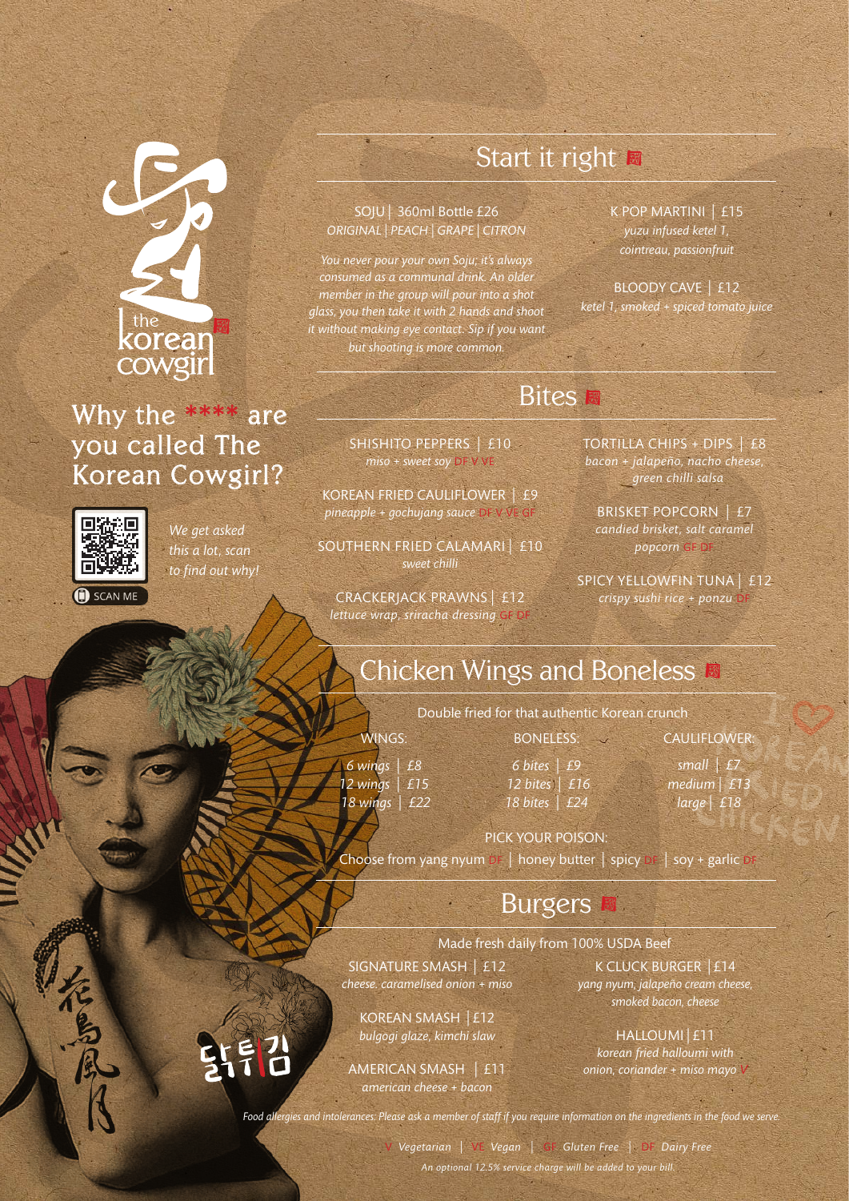the korean cowgirl

## Why the **** are you called The Korean Cowgirl?

SCAN ME

*We get asked this a lot, scan to find out why!*

## Start it right

SOJU | 360ml Bottle £26
*ORIGINAL | PEACH | GRAPE | CITRON*

*You never pour your own Soju; it's always consumed as a communal drink. An older member in the group will pour into a shot glass, you then take it with 2 hands and shoot it without making eye contact. Sip if you want but shooting is more common.*

K POP MARTINI | £15
*yuzu infused ketel 1, cointreau, passionfruit*

BLOODY CAVE | £12
*ketel 1, smoked + spiced tomato juice*

## Bites

SHISHITO PEPPERS | £10
*miso + sweet soy* DF V VE

KOREAN FRIED CAULIFLOWER | £9
*pineapple + gochujang sauce* DF V VE GF

SOUTHERN FRIED CALAMARI | £10
*sweet chilli*

CRACKERJACK PRAWNS | £12
*lettuce wrap, sriracha dressing* GF DF

TORTILLA CHIPS + DIPS | £8
*bacon + jalapeño, nacho cheese, green chilli salsa*

BRISKET POPCORN | £7
*candied brisket, salt caramel popcorn* GF DF

SPICY YELLOWFIN TUNA | £12
*crispy sushi rice + ponzu* DF

## Chicken Wings and Boneless

Double fried for that authentic Korean crunch

| WINGS: | BONELESS: | CAULIFLOWER: |
|---|---|---|
| *6 wings* \| *£8* | *6 bites* \| *£9* | *small* \| *£7* |
| *12 wings* \| *£15* | *12 bites* \| *£16* | *medium* \| *£13* |
| *18 wings* \| *£22* | *18 bites* \| *£24* | *large* \| *£18* |

PICK YOUR POISON:
Choose from yang nyum DF | honey butter | spicy DF | soy + garlic DF

## Burgers

Made fresh daily from 100% USDA Beef

SIGNATURE SMASH | £12
*cheese, caramelised onion + miso*

KOREAN SMASH | £12
*bulgogi glaze, kimchi slaw*

AMERICAN SMASH | £11
*american cheese + bacon*

K CLUCK BURGER | £14
*yang nyum, jalapeño cream cheese, smoked bacon, cheese*

HALLOUMI | £11
*korean fried halloumi with onion, coriander + miso mayo* V

닭튀김

*Food allergies and intolerances: Please ask a member of staff if you require information on the ingredients in the food we serve.*

V *Vegetarian* | VE *Vegan* | GF *Gluten Free* | DF *Dairy Free*

*An optional 12.5% service charge will be added to your bill.*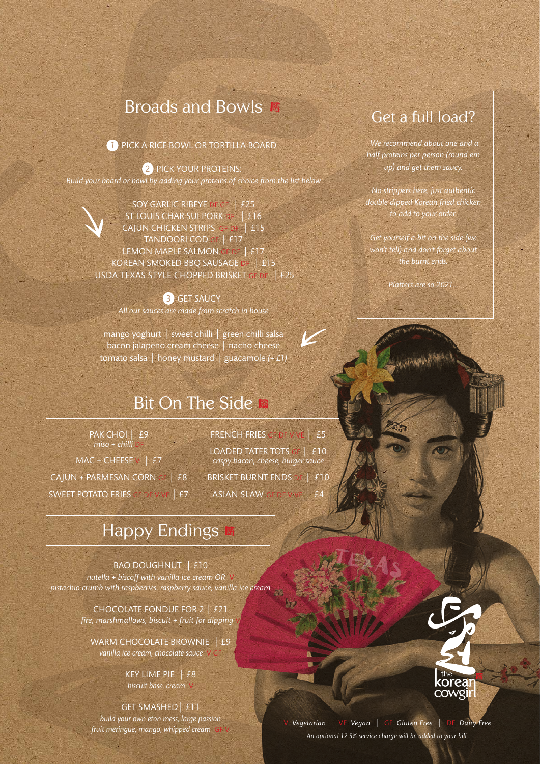## Broads and Bowls

1 PICK A RICE BOWL OR TORTILLA BOARD

2 PICK YOUR PROTEINS:

*Build your board or bowl by adding your proteins of choice from the list below*

SOY GARLIC RIBEYE DF GF | £25
ST LOUIS CHAR SUI PORK DF | £16
CAJUN CHICKEN STRIPS GF DF | £15
TANDOORI COD GF | £17
LEMON MAPLE SALMON GF DF | £17
KOREAN SMOKED BBQ SAUSAGE DF | £15
USDA TEXAS STYLE CHOPPED BRISKET GF DF | £25

3 GET SAUCY

*All our sauces are made from scratch in house*

mango yoghurt | sweet chilli | green chilli salsa
bacon jalapeno cream cheese | nacho cheese
tomato salsa | honey mustard | guacamole *(+ £1)*

## Get a full load?

*We recommend about one and a half proteins per person (round em up) and get them saucy.*

*No strippers here, just authentic double dipped Korean fried chicken to add to your order.*

*Get yourself a bit on the side (we won't tell) and don't forget about the burnt ends.*

*Platters are so 2021...*

## Bit On The Side

PAK CHOI | £9
*miso + chilli* DF

MAC + CHEESE V | £7

CAJUN + PARMESAN CORN GF | £8

SWEET POTATO FRIES GF DF V VE | £7

FRENCH FRIES GF DF V VE | £5

LOADED TATER TOTS GF | £10
*crispy bacon, cheese, burger sauce*

BRISKET BURNT ENDS DF | £10

ASIAN SLAW GF DF V VE | £4

## Happy Endings

BAO DOUGHNUT | £10
*nutella + biscoff with vanilla ice cream OR* V
*pistachio crumb with raspberries, raspberry sauce, vanilla ice cream*

CHOCOLATE FONDUE FOR 2 | £21
*fire, marshmallows, biscuit + fruit for dipping* V

WARM CHOCOLATE BROWNIE | £9
*vanilla ice cream, chocolate sauce* V GF

KEY LIME PIE | £8
*biscuit base, cream* V

GET SMASHED | £11
*build your own eton mess, large passion fruit meringue, mango, whipped cream* GF V

the korean cowgirl

V *Vegetarian* | VE *Vegan* | GF *Gluten Free* | DF *Dairy Free*

*An optional 12.5% service charge will be added to your bill.*